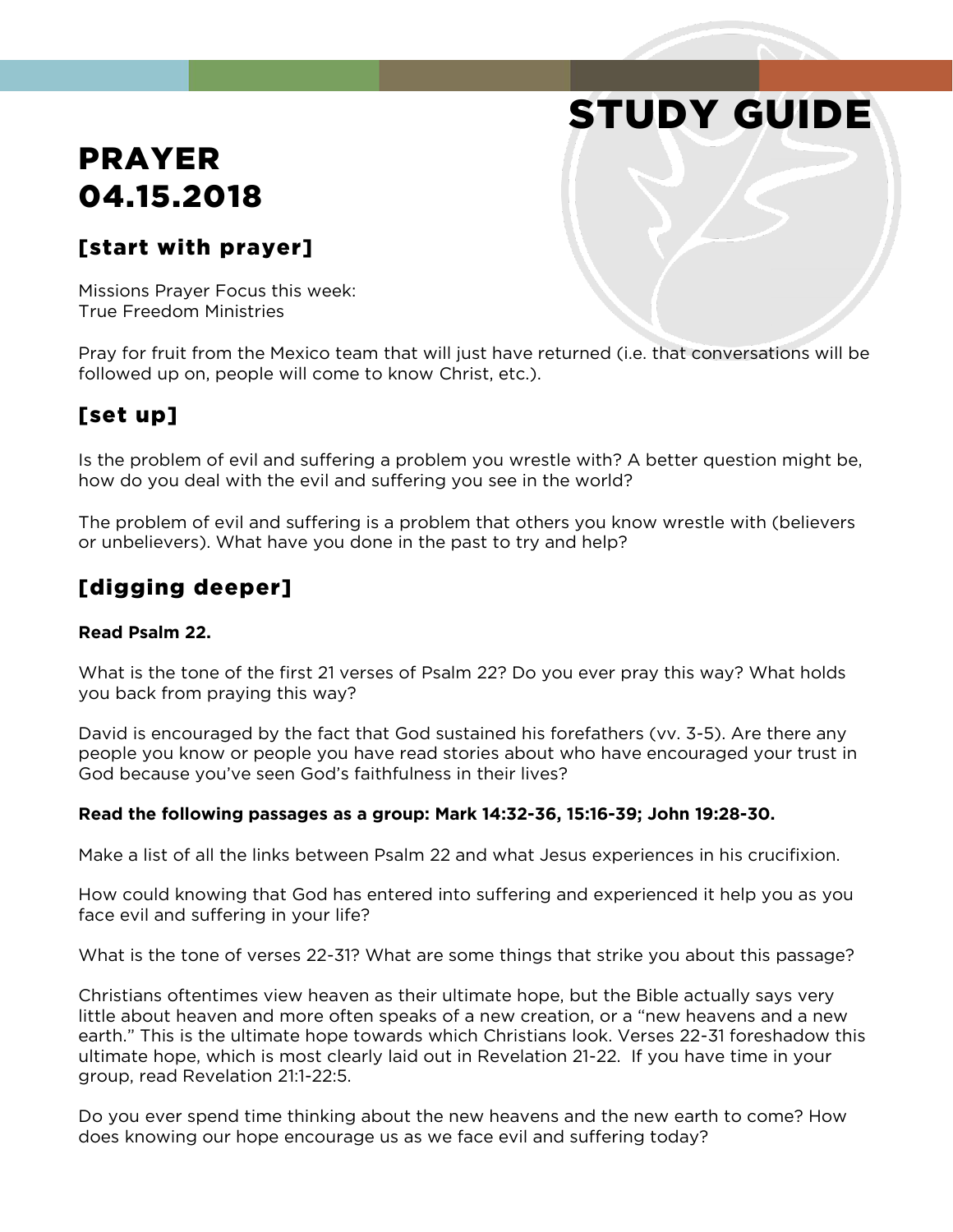# STUDY GUIDE

# PRAYER
# 04.15.2018

## [start with prayer]

Missions Prayer Focus this week:
True Freedom Ministries

Pray for fruit from the Mexico team that will just have returned (i.e. that conversations will be followed up on, people will come to know Christ, etc.).

## [set up]

Is the problem of evil and suffering a problem you wrestle with? A better question might be, how do you deal with the evil and suffering you see in the world?

The problem of evil and suffering is a problem that others you know wrestle with (believers or unbelievers). What have you done in the past to try and help?

## [digging deeper]

**Read Psalm 22.**

What is the tone of the first 21 verses of Psalm 22? Do you ever pray this way? What holds you back from praying this way?

David is encouraged by the fact that God sustained his forefathers (vv. 3-5). Are there any people you know or people you have read stories about who have encouraged your trust in God because you've seen God's faithfulness in their lives?

**Read the following passages as a group: Mark 14:32-36, 15:16-39; John 19:28-30.**

Make a list of all the links between Psalm 22 and what Jesus experiences in his crucifixion.

How could knowing that God has entered into suffering and experienced it help you as you face evil and suffering in your life?

What is the tone of verses 22-31? What are some things that strike you about this passage?

Christians oftentimes view heaven as their ultimate hope, but the Bible actually says very little about heaven and more often speaks of a new creation, or a "new heavens and a new earth." This is the ultimate hope towards which Christians look. Verses 22-31 foreshadow this ultimate hope, which is most clearly laid out in Revelation 21-22. If you have time in your group, read Revelation 21:1-22:5.

Do you ever spend time thinking about the new heavens and the new earth to come? How does knowing our hope encourage us as we face evil and suffering today?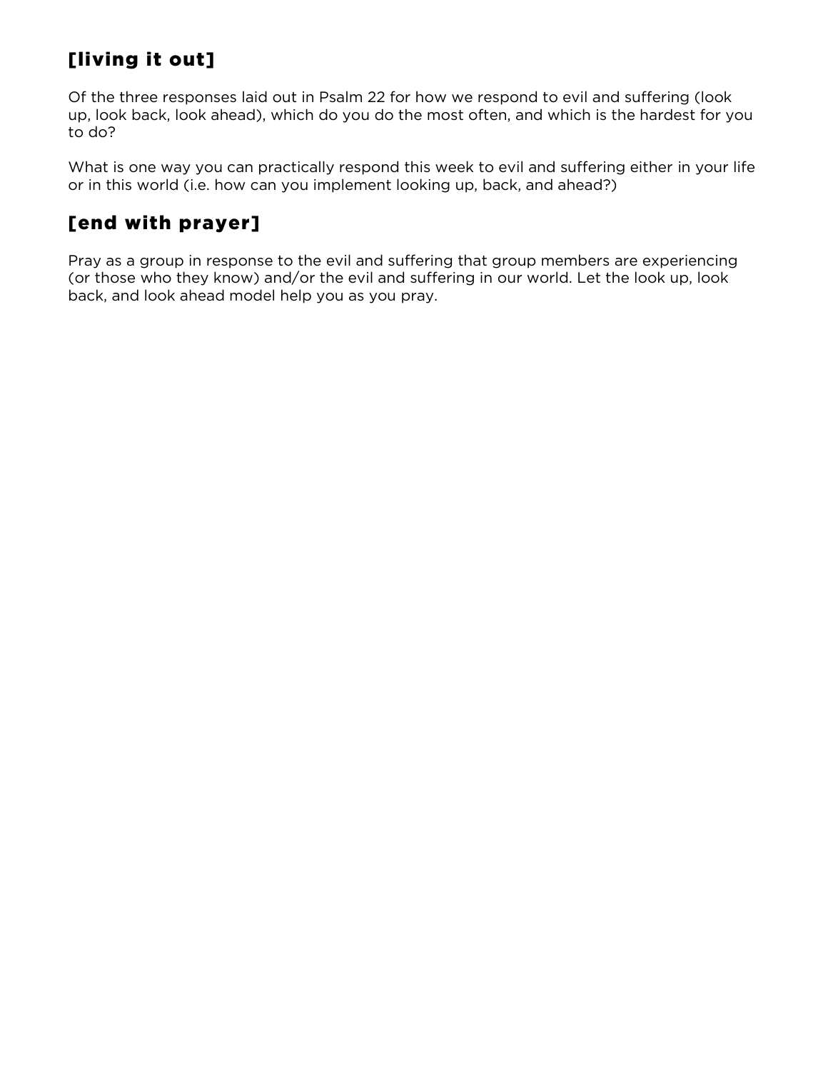## [living it out]

Of the three responses laid out in Psalm 22 for how we respond to evil and suffering (look up, look back, look ahead), which do you do the most often, and which is the hardest for you to do?

What is one way you can practically respond this week to evil and suffering either in your life or in this world (i.e. how can you implement looking up, back, and ahead?)

## [end with prayer]

Pray as a group in response to the evil and suffering that group members are experiencing (or those who they know) and/or the evil and suffering in our world. Let the look up, look back, and look ahead model help you as you pray.